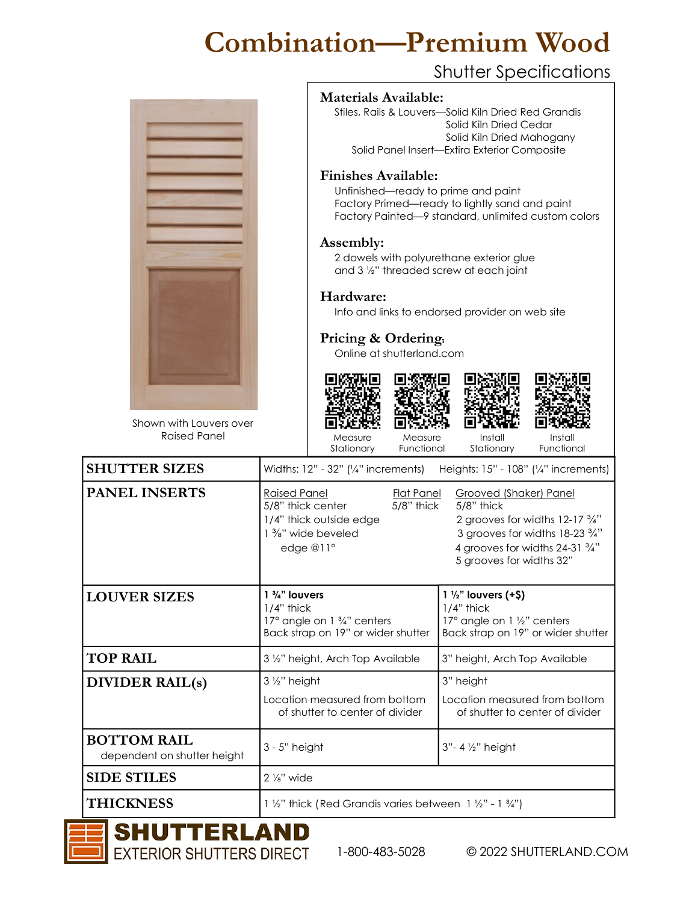# Combination—Premium Wood

## Shutter Specifications

Shown with Louvers over Raised Panel

### Materials Available:

Stiles, Rails & Louvers—Solid Kiln Dried Red Grandis
Solid Kiln Dried Cedar
Solid Kiln Dried Mahogany
Solid Panel Insert—Extira Exterior Composite

### Finishes Available:

Unfinished—ready to prime and paint
Factory Primed—ready to lightly sand and paint
Factory Painted—9 standard, unlimited custom colors

### Assembly:

2 dowels with polyurethane exterior glue and 3 ½" threaded screw at each joint

### Hardware:

Info and links to endorsed provider on web site

### Pricing & Ordering:

Online at shutterland.com

Measure Stationary | Measure Functional | Install Stationary | Install Functional

| | | |
|---|---|---|
| **SHUTTER SIZES** | Widths: 12" - 32" (¼" increments) Heights: 15" - 108" (¼" increments) | |
| **PANEL INSERTS** | Raised Panel: 5/8" thick center; 1/4" thick outside edge; 1 ⅜" wide beveled edge @11° — Flat Panel: 5/8" thick | Grooved (Shaker) Panel: 5/8" thick; 2 grooves for widths 12-17 ¾"; 3 grooves for widths 18-23 ¾"; 4 grooves for widths 24-31 ¾"; 5 grooves for widths 32" |
| **LOUVER SIZES** | **1 ¾" louvers**<br>1/4" thick<br>17° angle on 1 ¾" centers<br>Back strap on 19" or wider shutter | **1 ½" louvers (+$)**<br>1/4" thick<br>17° angle on 1 ½" centers<br>Back strap on 19" or wider shutter |
| **TOP RAIL** | 3 ½" height, Arch Top Available | 3" height, Arch Top Available |
| **DIVIDER RAIL(s)** | 3 ½" height<br>Location measured from bottom of shutter to center of divider | 3" height<br>Location measured from bottom of shutter to center of divider |
| **BOTTOM RAIL** dependent on shutter height | 3 - 5" height | 3"- 4 ½" height |
| **SIDE STILES** | 2 ⅛" wide | |
| **THICKNESS** | 1 ½" thick (Red Grandis varies between 1 ½" - 1 ¾") | |

**SHUTTERLAND**
EXTERIOR SHUTTERS DIRECT

1-800-483-5028 © 2022 SHUTTERLAND.COM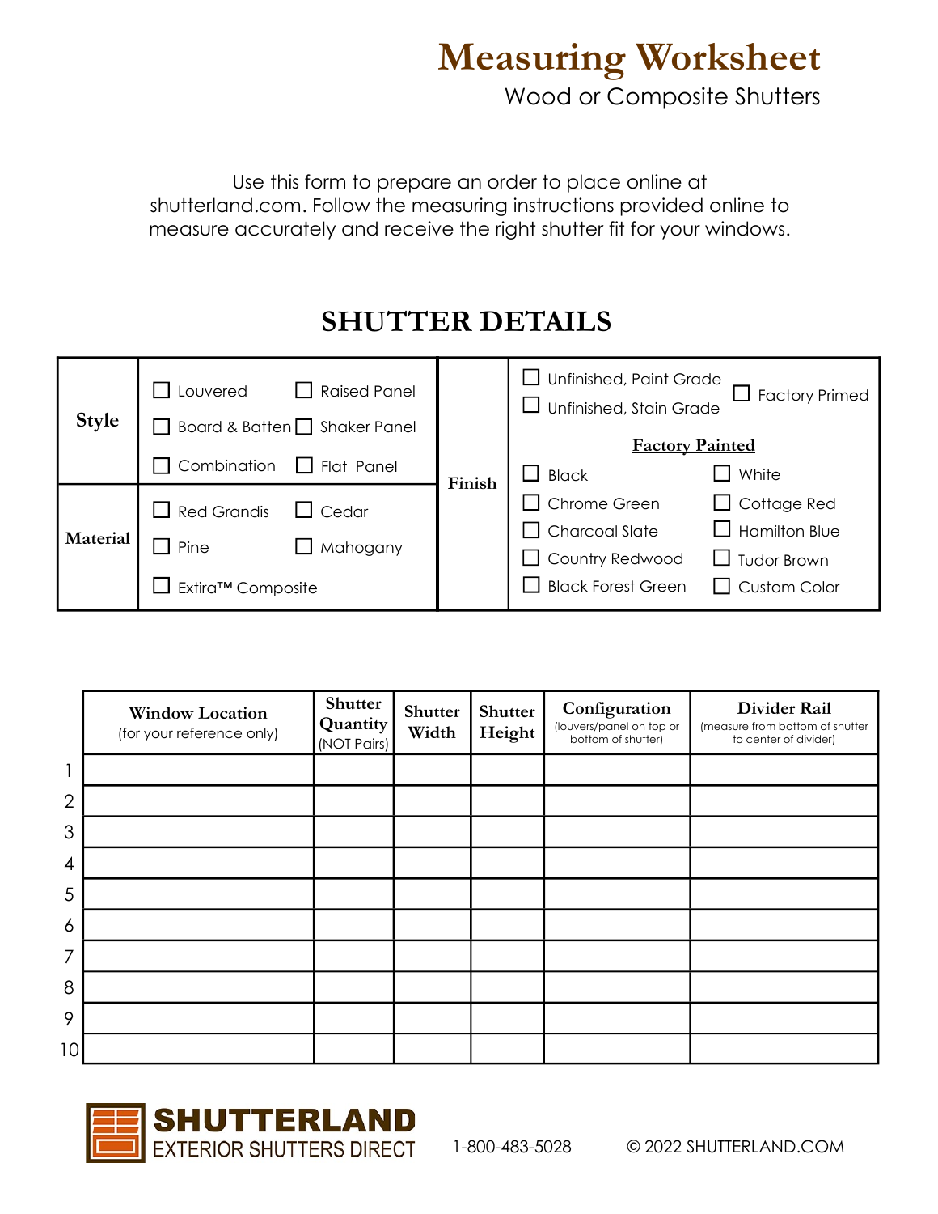# Measuring Worksheet

Wood or Composite Shutters

Use this form to prepare an order to place online at shutterland.com. Follow the measuring instructions provided online to measure accurately and receive the right shutter fit for your windows.

## SHUTTER DETAILS

| | | | |
|---|---|---|---|
| **Style** | ☐ Louvered ☐ Raised Panel<br>☐ Board & Batten ☐ Shaker Panel<br>☐ Combination ☐ Flat Panel | **Finish** | ☐ Unfinished, Paint Grade<br>☐ Unfinished, Stain Grade<br>☐ Factory Primed<br>**Factory Painted**<br>☐ Black ☐ White<br>☐ Chrome Green ☐ Cottage Red<br>☐ Charcoal Slate ☐ Hamilton Blue<br>☐ Country Redwood ☐ Tudor Brown<br>☐ Black Forest Green ☐ Custom Color |
| **Material** | ☐ Red Grandis ☐ Cedar<br>☐ Pine ☐ Mahogany<br>☐ Extira™ Composite | | |

| | **Window Location** (for your reference only) | **Shutter Quantity** (NOT Pairs) | **Shutter Width** | **Shutter Height** | **Configuration** (louvers/panel on top or bottom of shutter) | **Divider Rail** (measure from bottom of shutter to center of divider) |
|---|---|---|---|---|---|---|
| 1 | | | | | | |
| 2 | | | | | | |
| 3 | | | | | | |
| 4 | | | | | | |
| 5 | | | | | | |
| 6 | | | | | | |
| 7 | | | | | | |
| 8 | | | | | | |
| 9 | | | | | | |
| 10 | | | | | | |

**SHUTTERLAND**
EXTERIOR SHUTTERS DIRECT

1-800-483-5028

© 2022 SHUTTERLAND.COM